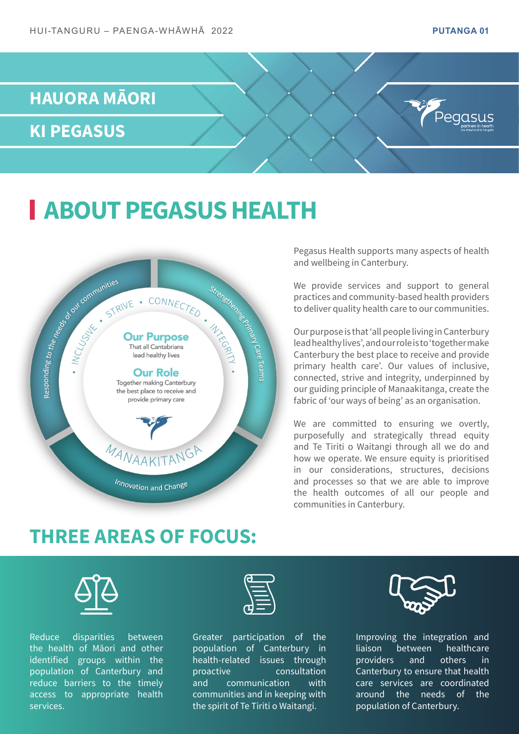HUI-TANGURU – PAENGA-WHĀWHĀ 2022

PUTANGA 01

# HAURORA MĀORI KI PEGASUS

## ABOUT PEGASUS HEALTH

Responding to the needs of our communities

Strengthening Primary Care Teams

INCLUSIVE • STRIVE • CONNECTED • INTEGRITY

**Our Purpose**
That all Cantabrians lead healthy lives

**Our Role**
Together making Canterbury the best place to receive and provide primary care

MANAAKITANGA

Innovation and Change

Pegasus Health supports many aspects of health and wellbeing in Canterbury.

We provide services and support to general practices and community-based health providers to deliver quality health care to our communities.

Our purpose is that 'all people living in Canterbury lead healthy lives', and our role is to 'together make Canterbury the best place to receive and provide primary health care'. Our values of inclusive, connected, strive and integrity, underpinned by our guiding principle of Manaakitanga, create the fabric of 'our ways of being' as an organisation.

We are committed to ensuring we overtly, purposefully and strategically thread equity and Te Tiriti o Waitangi through all we do and how we operate. We ensure equity is prioritised in our considerations, structures, decisions and processes so that we are able to improve the health outcomes of all our people and communities in Canterbury.

## THREE AREAS OF FOCUS:

Reduce disparities between the health of Māori and other identified groups within the population of Canterbury and reduce barriers to the timely access to appropriate health services.

Greater participation of the population of Canterbury in health-related issues through proactive consultation and communication with communities and in keeping with the spirit of Te Tiriti o Waitangi.

Improving the integration and liaison between healthcare providers and others in Canterbury to ensure that health care services are coordinated around the needs of the population of Canterbury.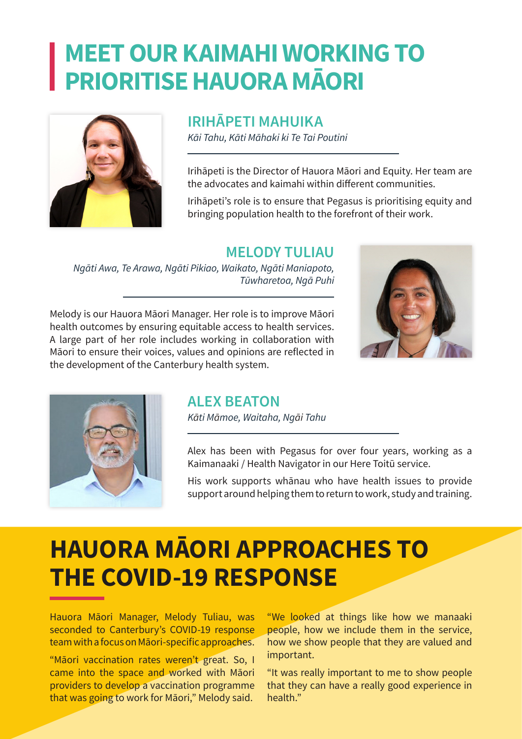# MEET OUR KAIMAHI WORKING TO PRIORITISE HAUORA MĀORI

## IRIHĀPETI MAHUIKA

*Kāi Tahu, Kāti Māhaki ki Te Tai Poutini*

Irihāpeti is the Director of Hauora Māori and Equity. Her team are the advocates and kaimahi within different communities.

Irihāpeti's role is to ensure that Pegasus is prioritising equity and bringing population health to the forefront of their work.

## MELODY TULIAU

*Ngāti Awa, Te Arawa, Ngāti Pikiao, Waikato, Ngāti Maniapoto, Tūwharetoa, Ngā Puhi*

Melody is our Hauora Māori Manager. Her role is to improve Māori health outcomes by ensuring equitable access to health services. A large part of her role includes working in collaboration with Māori to ensure their voices, values and opinions are reflected in the development of the Canterbury health system.

## ALEX BEATON

*Kāti Māmoe, Waitaha, Ngāi Tahu*

Alex has been with Pegasus for over four years, working as a Kaimanaaki / Health Navigator in our Here Toitū service.

His work supports whānau who have health issues to provide support around helping them to return to work, study and training.

# HAUORA MĀORI APPROACHES TO THE COVID-19 RESPONSE

Hauora Māori Manager, Melody Tuliau, was seconded to Canterbury's COVID-19 response team with a focus on Māori-specific approaches.

"Māori vaccination rates weren't great. So, I came into the space and worked with Māori providers to develop a vaccination programme that was going to work for Māori," Melody said.

"We looked at things like how we manaaki people, how we include them in the service, how we show people that they are valued and important.

"It was really important to me to show people that they can have a really good experience in health."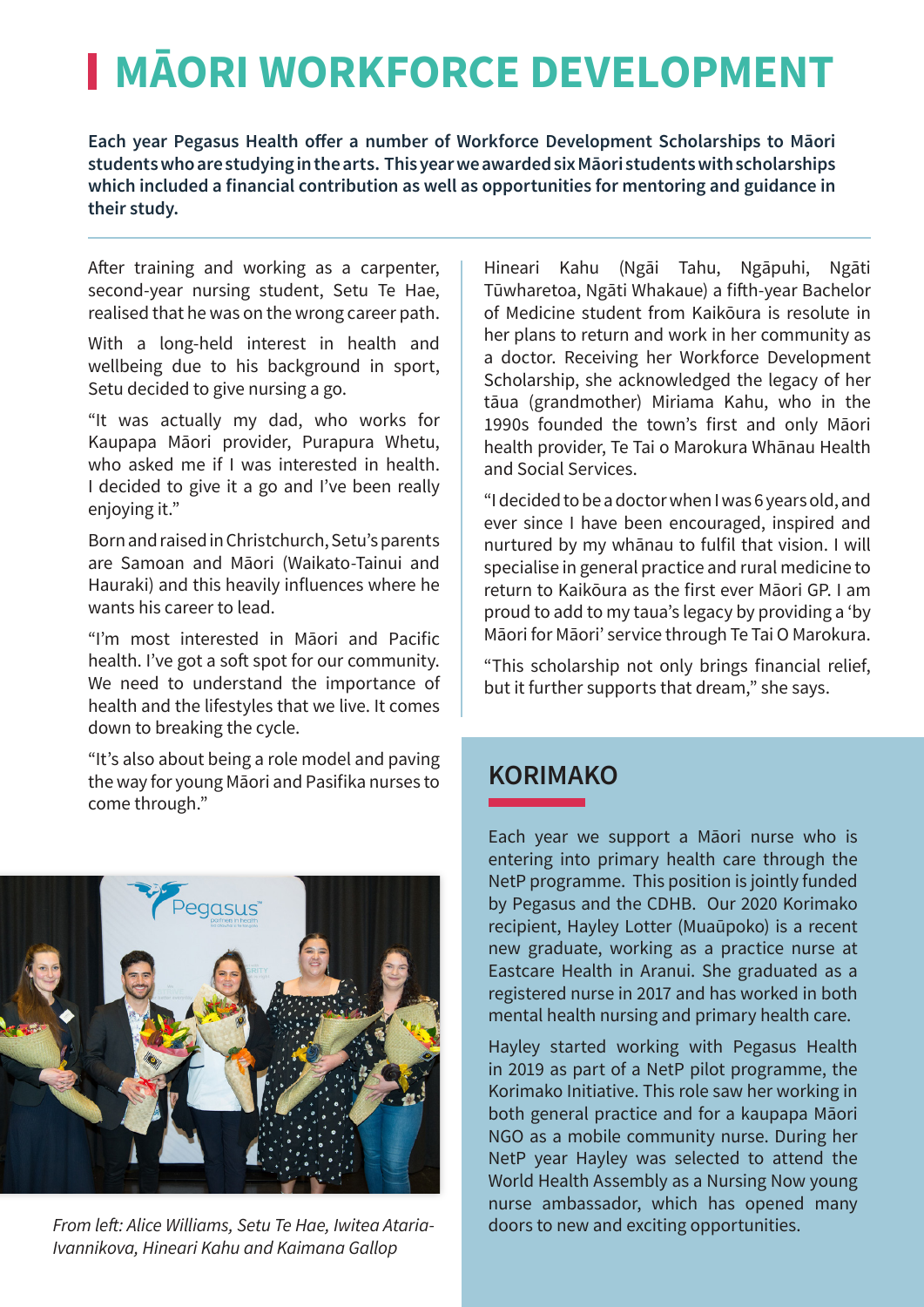# MĀORI WORKFORCE DEVELOPMENT

**Each year Pegasus Health offer a number of Workforce Development Scholarships to Māori students who are studying in the arts. This year we awarded six Māori students with scholarships which included a financial contribution as well as opportunities for mentoring and guidance in their study.**

After training and working as a carpenter, second-year nursing student, Setu Te Hae, realised that he was on the wrong career path.

With a long-held interest in health and wellbeing due to his background in sport, Setu decided to give nursing a go.

"It was actually my dad, who works for Kaupapa Māori provider, Purapura Whetu, who asked me if I was interested in health. I decided to give it a go and I've been really enjoying it."

Born and raised in Christchurch, Setu's parents are Samoan and Māori (Waikato-Tainui and Hauraki) and this heavily influences where he wants his career to lead.

"I'm most interested in Māori and Pacific health. I've got a soft spot for our community. We need to understand the importance of health and the lifestyles that we live. It comes down to breaking the cycle.

"It's also about being a role model and paving the way for young Māori and Pasifika nurses to come through."

*From left: Alice Williams, Setu Te Hae, Iwitea Ataria-Ivannikova, Hineari Kahu and Kaimana Gallop*

Hineari Kahu (Ngāi Tahu, Ngāpuhi, Ngāti Tūwharetoa, Ngāti Whakaue) a fifth-year Bachelor of Medicine student from Kaikōura is resolute in her plans to return and work in her community as a doctor. Receiving her Workforce Development Scholarship, she acknowledged the legacy of her tāua (grandmother) Miriama Kahu, who in the 1990s founded the town's first and only Māori health provider, Te Tai o Marokura Whānau Health and Social Services.

"I decided to be a doctor when I was 6 years old, and ever since I have been encouraged, inspired and nurtured by my whānau to fulfil that vision. I will specialise in general practice and rural medicine to return to Kaikōura as the first ever Māori GP. I am proud to add to my taua's legacy by providing a 'by Māori for Māori' service through Te Tai O Marokura.

"This scholarship not only brings financial relief, but it further supports that dream," she says.

## KORIMAKO

Each year we support a Māori nurse who is entering into primary health care through the NetP programme. This position is jointly funded by Pegasus and the CDHB. Our 2020 Korimako recipient, Hayley Lotter (Muaūpoko) is a recent new graduate, working as a practice nurse at Eastcare Health in Aranui. She graduated as a registered nurse in 2017 and has worked in both mental health nursing and primary health care.

Hayley started working with Pegasus Health in 2019 as part of a NetP pilot programme, the Korimako Initiative. This role saw her working in both general practice and for a kaupapa Māori NGO as a mobile community nurse. During her NetP year Hayley was selected to attend the World Health Assembly as a Nursing Now young nurse ambassador, which has opened many doors to new and exciting opportunities.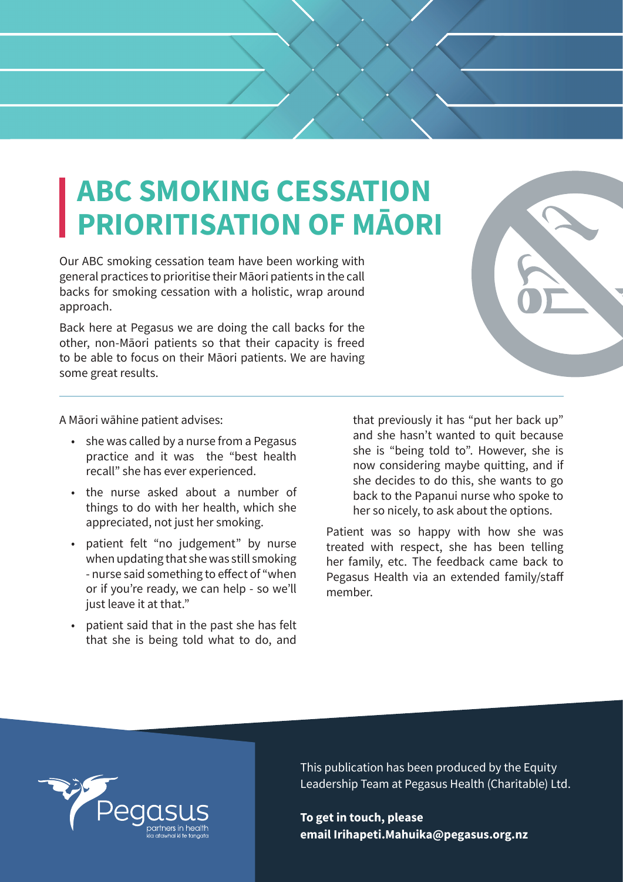# ABC SMOKING CESSATION PRIORITISATION OF MĀORI

Our ABC smoking cessation team have been working with general practices to prioritise their Māori patients in the call backs for smoking cessation with a holistic, wrap around approach.

Back here at Pegasus we are doing the call backs for the other, non-Māori patients so that their capacity is freed to be able to focus on their Māori patients. We are having some great results.

A Māori wāhine patient advises:

- she was called by a nurse from a Pegasus practice and it was the "best health recall" she has ever experienced.
- the nurse asked about a number of things to do with her health, which she appreciated, not just her smoking.
- patient felt "no judgement" by nurse when updating that she was still smoking - nurse said something to effect of "when or if you're ready, we can help - so we'll just leave it at that."
- patient said that in the past she has felt that she is being told what to do, and that previously it has "put her back up" and she hasn't wanted to quit because she is "being told to". However, she is now considering maybe quitting, and if she decides to do this, she wants to go back to the Papanui nurse who spoke to her so nicely, to ask about the options.

Patient was so happy with how she was treated with respect, she has been telling her family, etc. The feedback came back to Pegasus Health via an extended family/staff member.

Pegasus
partners in health
kia atawhai ki te tangata

This publication has been produced by the Equity Leadership Team at Pegasus Health (Charitable) Ltd.

**To get in touch, please email Irihapeti.Mahuika@pegasus.org.nz**